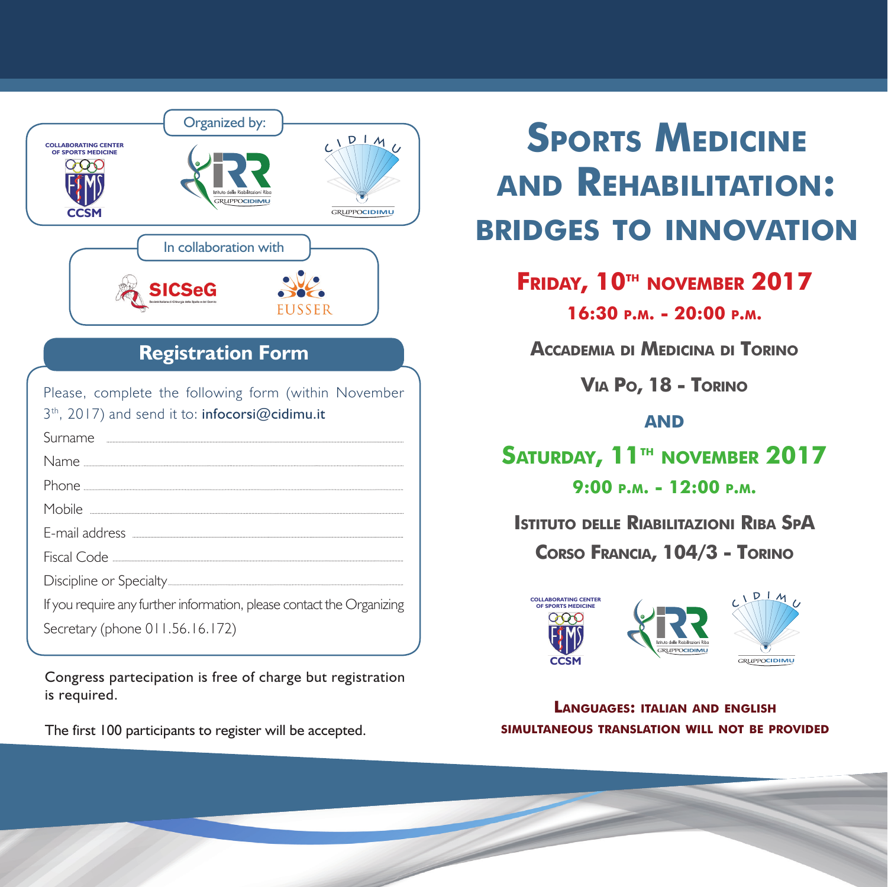Organized by:

COLLABORATING CENTER OF SPORTS MEDICINE

CCSM

Istituto delle Riabilitazioni Riba GRUPPOCIDIMU

CIDIMU GRUPPOCIDIMU

In collaboration with

SICSeG

EUSSER

## Registration Form

Please, complete the following form (within November 3th, 2017) and send it to: infocorsi@cidimu.it

Surname ..............................................................

Name ..............................................................

Phone ..............................................................

Mobile ..............................................................

E-mail address ..............................................................

Fiscal Code ..............................................................

Discipline or Specialty ..............................................................

If you require any further information, please contact the Organizing Secretary (phone 011.56.16.172)

Congress partecipation is free of charge but registration is required.

The first 100 participants to register will be accepted.

# Sports Medicine and Rehabilitation: bridges to innovation

**Friday, 10th November 2017**

**16:30 p.m. - 20:00 p.m.**

**Accademia di Medicina di Torino**

**Via Po, 18 - Torino**

**and**

**Saturday, 11th November 2017**

**9:00 p.m. - 12:00 p.m.**

**Istituto delle Riabilitazioni Riba SpA**

**Corso Francia, 104/3 - Torino**

COLLABORATING CENTER OF SPORTS MEDICINE CCSM

Istituto delle Riabilitazioni Riba GRUPPOCIDIMU

CIDIMU GRUPPOCIDIMU

**Languages: Italian and English**

**Simultaneous translation will not be provided**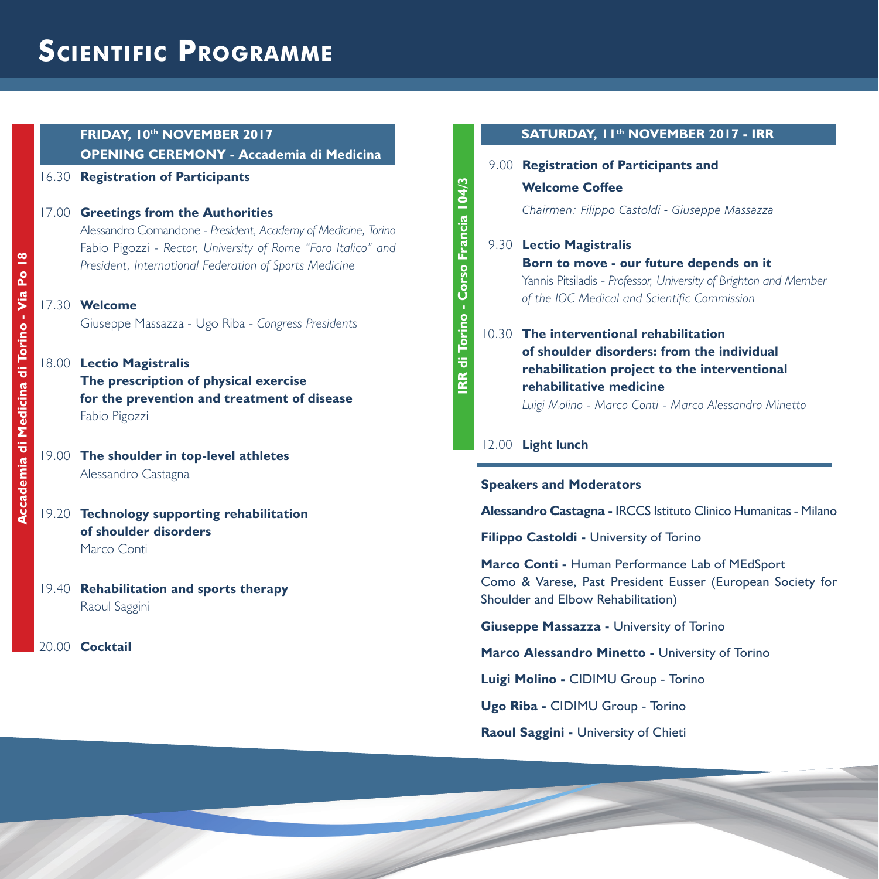# Scientific Programme

Accademia di Medicina di Torino - Via Po 18

## FRIDAY, 10th NOVEMBER 2017
## OPENING CEREMONY - Accademia di Medicina

16.30 **Registration of Participants**

17.00 **Greetings from the Authorities**
Alessandro Comandone - *President, Academy of Medicine, Torino*
Fabio Pigozzi - *Rector, University of Rome "Foro Italico" and President, International Federation of Sports Medicine*

17.30 **Welcome**
Giuseppe Massazza - Ugo Riba - *Congress Presidents*

18.00 **Lectio Magistralis**
**The prescription of physical exercise for the prevention and treatment of disease**
Fabio Pigozzi

19.00 **The shoulder in top-level athletes**
Alessandro Castagna

19.20 **Technology supporting rehabilitation of shoulder disorders**
Marco Conti

19.40 **Rehabilitation and sports therapy**
Raoul Saggini

20.00 **Cocktail**

IRR di Torino - Corso Francia 104/3

## SATURDAY, 11th NOVEMBER 2017 - IRR

9.00 **Registration of Participants and Welcome Coffee**
*Chairmen: Filippo Castoldi - Giuseppe Massazza*

9.30 **Lectio Magistralis**
**Born to move - our future depends on it**
Yannis Pitsiladis - *Professor, University of Brighton and Member of the IOC Medical and Scientific Commission*

10.30 **The interventional rehabilitation of shoulder disorders: from the individual rehabilitation project to the interventional rehabilitative medicine**
*Luigi Molino - Marco Conti - Marco Alessandro Minetto*

12.00 **Light lunch**

### Speakers and Moderators

**Alessandro Castagna -** IRCCS Istituto Clinico Humanitas - Milano

**Filippo Castoldi -** University of Torino

**Marco Conti -** Human Performance Lab of MEdSport Como & Varese, Past President Eusser (European Society for Shoulder and Elbow Rehabilitation)

**Giuseppe Massazza -** University of Torino

**Marco Alessandro Minetto -** University of Torino

**Luigi Molino -** CIDIMU Group - Torino

**Ugo Riba -** CIDIMU Group - Torino

**Raoul Saggini -** University of Chieti